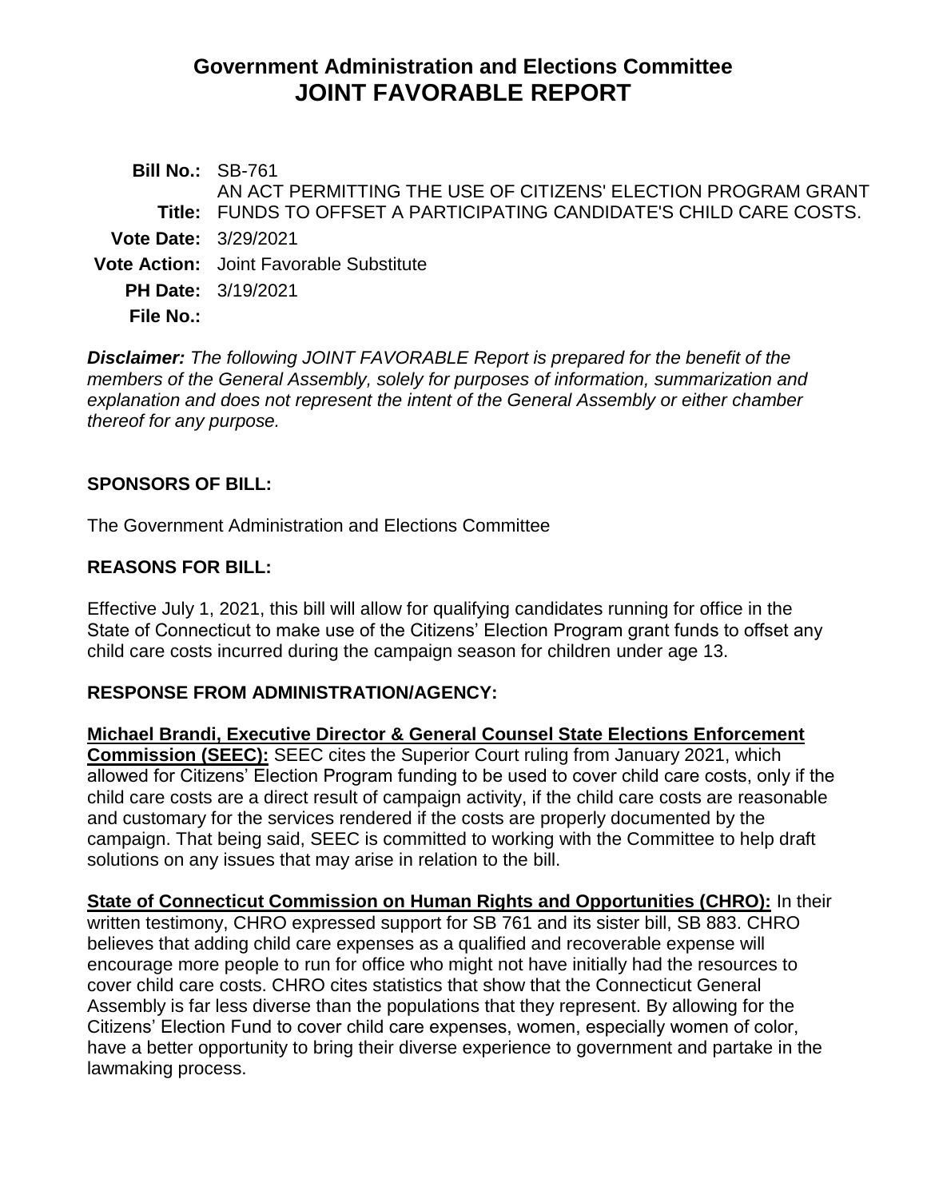# Government Administration and Elections Committee
# JOINT FAVORABLE REPORT

**Bill No.:** SB-761

**Title:** AN ACT PERMITTING THE USE OF CITIZENS' ELECTION PROGRAM GRANT FUNDS TO OFFSET A PARTICIPATING CANDIDATE'S CHILD CARE COSTS.

**Vote Date:** 3/29/2021

**Vote Action:** Joint Favorable Substitute

**PH Date:** 3/19/2021

**File No.:**

***Disclaimer:*** *The following JOINT FAVORABLE Report is prepared for the benefit of the members of the General Assembly, solely for purposes of information, summarization and explanation and does not represent the intent of the General Assembly or either chamber thereof for any purpose.*

## SPONSORS OF BILL:

The Government Administration and Elections Committee

## REASONS FOR BILL:

Effective July 1, 2021, this bill will allow for qualifying candidates running for office in the State of Connecticut to make use of the Citizens' Election Program grant funds to offset any child care costs incurred during the campaign season for children under age 13.

## RESPONSE FROM ADMINISTRATION/AGENCY:

**Michael Brandi, Executive Director & General Counsel State Elections Enforcement Commission (SEEC):** SEEC cites the Superior Court ruling from January 2021, which allowed for Citizens' Election Program funding to be used to cover child care costs, only if the child care costs are a direct result of campaign activity, if the child care costs are reasonable and customary for the services rendered if the costs are properly documented by the campaign. That being said, SEEC is committed to working with the Committee to help draft solutions on any issues that may arise in relation to the bill.

**State of Connecticut Commission on Human Rights and Opportunities (CHRO):** In their written testimony, CHRO expressed support for SB 761 and its sister bill, SB 883. CHRO believes that adding child care expenses as a qualified and recoverable expense will encourage more people to run for office who might not have initially had the resources to cover child care costs. CHRO cites statistics that show that the Connecticut General Assembly is far less diverse than the populations that they represent. By allowing for the Citizens' Election Fund to cover child care expenses, women, especially women of color, have a better opportunity to bring their diverse experience to government and partake in the lawmaking process.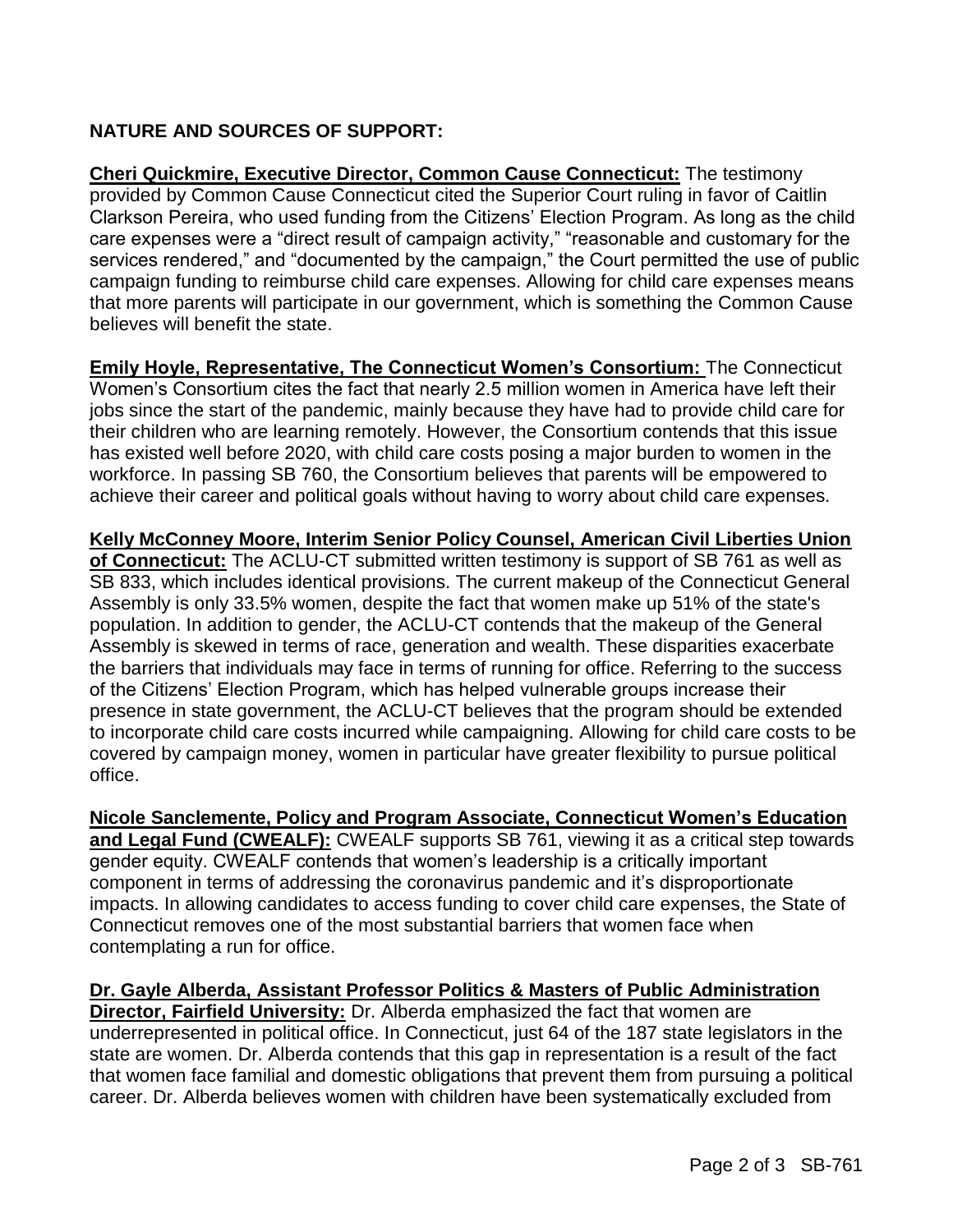**NATURE AND SOURCES OF SUPPORT:**

**Cheri Quickmire, Executive Director, Common Cause Connecticut:** The testimony provided by Common Cause Connecticut cited the Superior Court ruling in favor of Caitlin Clarkson Pereira, who used funding from the Citizens' Election Program. As long as the child care expenses were a "direct result of campaign activity," "reasonable and customary for the services rendered," and "documented by the campaign," the Court permitted the use of public campaign funding to reimburse child care expenses. Allowing for child care expenses means that more parents will participate in our government, which is something the Common Cause believes will benefit the state.

**Emily Hoyle, Representative, The Connecticut Women's Consortium:** The Connecticut Women's Consortium cites the fact that nearly 2.5 million women in America have left their jobs since the start of the pandemic, mainly because they have had to provide child care for their children who are learning remotely. However, the Consortium contends that this issue has existed well before 2020, with child care costs posing a major burden to women in the workforce. In passing SB 760, the Consortium believes that parents will be empowered to achieve their career and political goals without having to worry about child care expenses.

**Kelly McConney Moore, Interim Senior Policy Counsel, American Civil Liberties Union of Connecticut:** The ACLU-CT submitted written testimony is support of SB 761 as well as SB 833, which includes identical provisions. The current makeup of the Connecticut General Assembly is only 33.5% women, despite the fact that women make up 51% of the state's population. In addition to gender, the ACLU-CT contends that the makeup of the General Assembly is skewed in terms of race, generation and wealth. These disparities exacerbate the barriers that individuals may face in terms of running for office. Referring to the success of the Citizens' Election Program, which has helped vulnerable groups increase their presence in state government, the ACLU-CT believes that the program should be extended to incorporate child care costs incurred while campaigning. Allowing for child care costs to be covered by campaign money, women in particular have greater flexibility to pursue political office.

**Nicole Sanclemente, Policy and Program Associate, Connecticut Women's Education and Legal Fund (CWEALF):** CWEALF supports SB 761, viewing it as a critical step towards gender equity. CWEALF contends that women's leadership is a critically important component in terms of addressing the coronavirus pandemic and it's disproportionate impacts. In allowing candidates to access funding to cover child care expenses, the State of Connecticut removes one of the most substantial barriers that women face when contemplating a run for office.

**Dr. Gayle Alberda, Assistant Professor Politics & Masters of Public Administration Director, Fairfield University:** Dr. Alberda emphasized the fact that women are underrepresented in political office. In Connecticut, just 64 of the 187 state legislators in the state are women. Dr. Alberda contends that this gap in representation is a result of the fact that women face familial and domestic obligations that prevent them from pursuing a political career. Dr. Alberda believes women with children have been systematically excluded from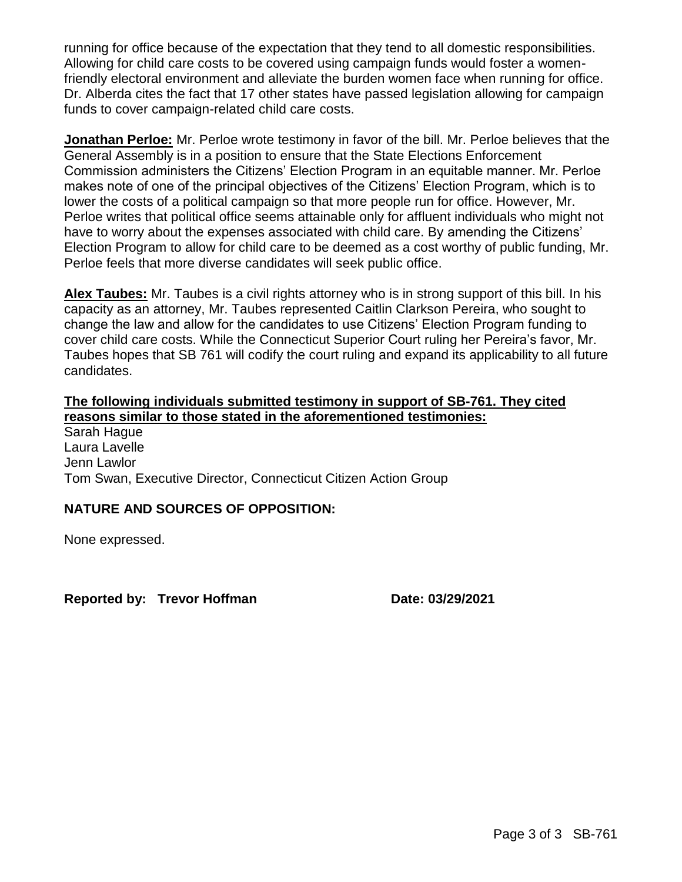running for office because of the expectation that they tend to all domestic responsibilities. Allowing for child care costs to be covered using campaign funds would foster a women-friendly electoral environment and alleviate the burden women face when running for office. Dr. Alberda cites the fact that 17 other states have passed legislation allowing for campaign funds to cover campaign-related child care costs.

**Jonathan Perloe:** Mr. Perloe wrote testimony in favor of the bill. Mr. Perloe believes that the General Assembly is in a position to ensure that the State Elections Enforcement Commission administers the Citizens' Election Program in an equitable manner. Mr. Perloe makes note of one of the principal objectives of the Citizens' Election Program, which is to lower the costs of a political campaign so that more people run for office. However, Mr. Perloe writes that political office seems attainable only for affluent individuals who might not have to worry about the expenses associated with child care. By amending the Citizens' Election Program to allow for child care to be deemed as a cost worthy of public funding, Mr. Perloe feels that more diverse candidates will seek public office.

**Alex Taubes:** Mr. Taubes is a civil rights attorney who is in strong support of this bill. In his capacity as an attorney, Mr. Taubes represented Caitlin Clarkson Pereira, who sought to change the law and allow for the candidates to use Citizens' Election Program funding to cover child care costs. While the Connecticut Superior Court ruling her Pereira's favor, Mr. Taubes hopes that SB 761 will codify the court ruling and expand its applicability to all future candidates.

**The following individuals submitted testimony in support of SB-761. They cited reasons similar to those stated in the aforementioned testimonies:**

Sarah Hague
Laura Lavelle
Jenn Lawlor
Tom Swan, Executive Director, Connecticut Citizen Action Group

## NATURE AND SOURCES OF OPPOSITION:

None expressed.

**Reported by: Trevor Hoffman** **Date: 03/29/2021**